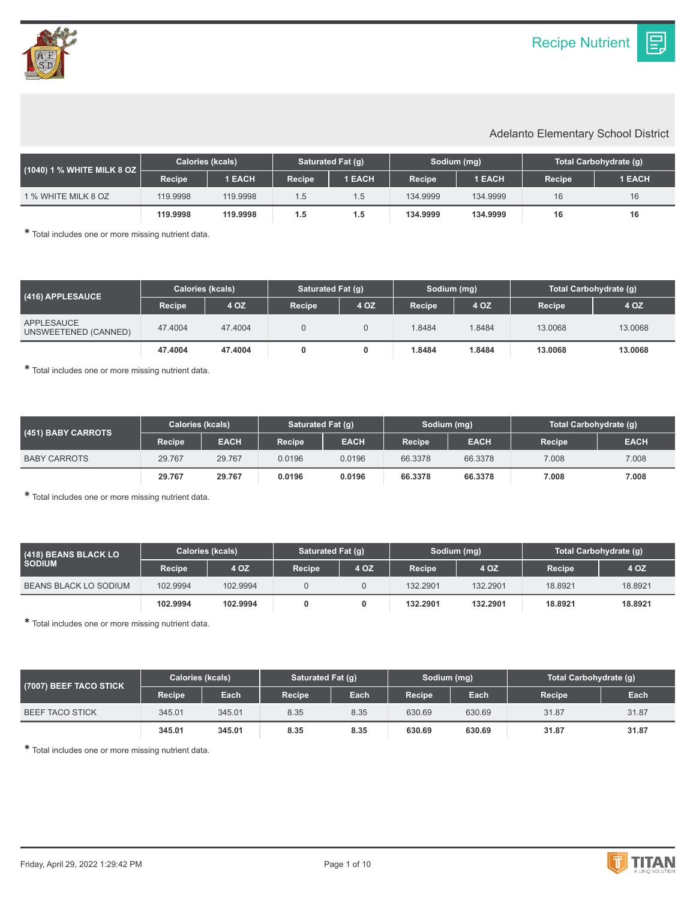# Recipe Nutrient

Adelanto Elementary School District

| (1040) 1 % WHITE MILK 8 OZ | Calories (kcals) | | Saturated Fat (g) | | Sodium (mg) | | Total Carbohydrate (g) | |
|---|---|---|---|---|---|---|---|---|
| | Recipe | 1 EACH | Recipe | 1 EACH | Recipe | 1 EACH | Recipe | 1 EACH |
| 1 % WHITE MILK 8 OZ | 119.9998 | 119.9998 | 1.5 | 1.5 | 134.9999 | 134.9999 | 16 | 16 |
| | **119.9998** | **119.9998** | **1.5** | **1.5** | **134.9999** | **134.9999** | **16** | **16** |

* Total includes one or more missing nutrient data.

| (416) APPLESAUCE | Calories (kcals) | | Saturated Fat (g) | | Sodium (mg) | | Total Carbohydrate (g) | |
|---|---|---|---|---|---|---|---|---|
| | Recipe | 4 OZ | Recipe | 4 OZ | Recipe | 4 OZ | Recipe | 4 OZ |
| APPLESAUCE UNSWEETENED (CANNED) | 47.4004 | 47.4004 | 0 | 0 | 1.8484 | 1.8484 | 13.0068 | 13.0068 |
| | **47.4004** | **47.4004** | **0** | **0** | **1.8484** | **1.8484** | **13.0068** | **13.0068** |

* Total includes one or more missing nutrient data.

| (451) BABY CARROTS | Calories (kcals) | | Saturated Fat (g) | | Sodium (mg) | | Total Carbohydrate (g) | |
|---|---|---|---|---|---|---|---|---|
| | Recipe | EACH | Recipe | EACH | Recipe | EACH | Recipe | EACH |
| BABY CARROTS | 29.767 | 29.767 | 0.0196 | 0.0196 | 66.3378 | 66.3378 | 7.008 | 7.008 |
| | **29.767** | **29.767** | **0.0196** | **0.0196** | **66.3378** | **66.3378** | **7.008** | **7.008** |

* Total includes one or more missing nutrient data.

| (418) BEANS BLACK LO SODIUM | Calories (kcals) | | Saturated Fat (g) | | Sodium (mg) | | Total Carbohydrate (g) | |
|---|---|---|---|---|---|---|---|---|
| | Recipe | 4 OZ | Recipe | 4 OZ | Recipe | 4 OZ | Recipe | 4 OZ |
| BEANS BLACK LO SODIUM | 102.9994 | 102.9994 | 0 | 0 | 132.2901 | 132.2901 | 18.8921 | 18.8921 |
| | **102.9994** | **102.9994** | **0** | **0** | **132.2901** | **132.2901** | **18.8921** | **18.8921** |

* Total includes one or more missing nutrient data.

| (7007) BEEF TACO STICK | Calories (kcals) | | Saturated Fat (g) | | Sodium (mg) | | Total Carbohydrate (g) | |
|---|---|---|---|---|---|---|---|---|
| | Recipe | Each | Recipe | Each | Recipe | Each | Recipe | Each |
| BEEF TACO STICK | 345.01 | 345.01 | 8.35 | 8.35 | 630.69 | 630.69 | 31.87 | 31.87 |
| | **345.01** | **345.01** | **8.35** | **8.35** | **630.69** | **630.69** | **31.87** | **31.87** |

* Total includes one or more missing nutrient data.

Friday, April 29, 2022 1:29:42 PM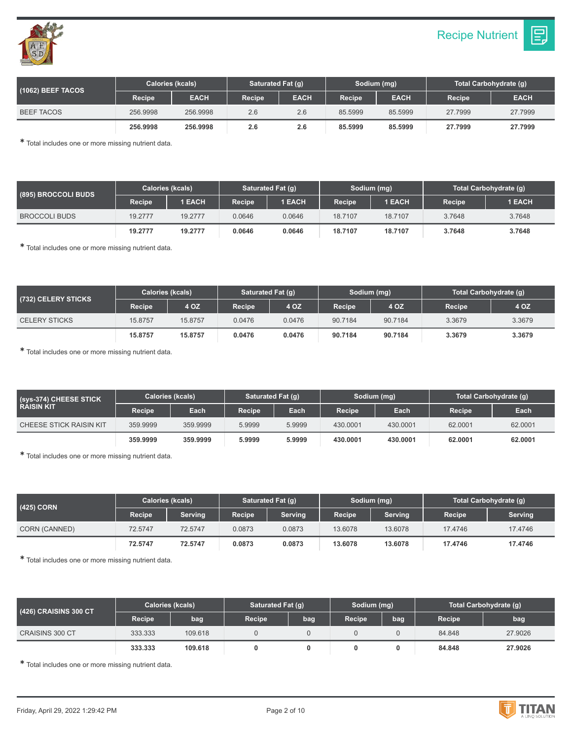## Recipe Nutrient

| (1062) BEEF TACOS | Calories (kcals) | | Saturated Fat (g) | | Sodium (mg) | | Total Carbohydrate (g) | |
|---|---|---|---|---|---|---|---|---|
| | Recipe | EACH | Recipe | EACH | Recipe | EACH | Recipe | EACH |
| BEEF TACOS | 256.9998 | 256.9998 | 2.6 | 2.6 | 85.5999 | 85.5999 | 27.7999 | 27.7999 |
| | **256.9998** | **256.9998** | **2.6** | **2.6** | **85.5999** | **85.5999** | **27.7999** | **27.7999** |

* Total includes one or more missing nutrient data.

| (895) BROCCOLI BUDS | Calories (kcals) | | Saturated Fat (g) | | Sodium (mg) | | Total Carbohydrate (g) | |
|---|---|---|---|---|---|---|---|---|
| | Recipe | 1 EACH | Recipe | 1 EACH | Recipe | 1 EACH | Recipe | 1 EACH |
| BROCCOLI BUDS | 19.2777 | 19.2777 | 0.0646 | 0.0646 | 18.7107 | 18.7107 | 3.7648 | 3.7648 |
| | **19.2777** | **19.2777** | **0.0646** | **0.0646** | **18.7107** | **18.7107** | **3.7648** | **3.7648** |

* Total includes one or more missing nutrient data.

| (732) CELERY STICKS | Calories (kcals) | | Saturated Fat (g) | | Sodium (mg) | | Total Carbohydrate (g) | |
|---|---|---|---|---|---|---|---|---|
| | Recipe | 4 OZ | Recipe | 4 OZ | Recipe | 4 OZ | Recipe | 4 OZ |
| CELERY STICKS | 15.8757 | 15.8757 | 0.0476 | 0.0476 | 90.7184 | 90.7184 | 3.3679 | 3.3679 |
| | **15.8757** | **15.8757** | **0.0476** | **0.0476** | **90.7184** | **90.7184** | **3.3679** | **3.3679** |

* Total includes one or more missing nutrient data.

| (sys-374) CHEESE STICK RAISIN KIT | Calories (kcals) | | Saturated Fat (g) | | Sodium (mg) | | Total Carbohydrate (g) | |
|---|---|---|---|---|---|---|---|---|
| | Recipe | Each | Recipe | Each | Recipe | Each | Recipe | Each |
| CHEESE STICK RAISIN KIT | 359.9999 | 359.9999 | 5.9999 | 5.9999 | 430.0001 | 430.0001 | 62.0001 | 62.0001 |
| | **359.9999** | **359.9999** | **5.9999** | **5.9999** | **430.0001** | **430.0001** | **62.0001** | **62.0001** |

* Total includes one or more missing nutrient data.

| (425) CORN | Calories (kcals) | | Saturated Fat (g) | | Sodium (mg) | | Total Carbohydrate (g) | |
|---|---|---|---|---|---|---|---|---|
| | Recipe | Serving | Recipe | Serving | Recipe | Serving | Recipe | Serving |
| CORN (CANNED) | 72.5747 | 72.5747 | 0.0873 | 0.0873 | 13.6078 | 13.6078 | 17.4746 | 17.4746 |
| | **72.5747** | **72.5747** | **0.0873** | **0.0873** | **13.6078** | **13.6078** | **17.4746** | **17.4746** |

* Total includes one or more missing nutrient data.

| (426) CRAISINS 300 CT | Calories (kcals) | | Saturated Fat (g) | | Sodium (mg) | | Total Carbohydrate (g) | |
|---|---|---|---|---|---|---|---|---|
| | Recipe | bag | Recipe | bag | Recipe | bag | Recipe | bag |
| CRAISINS 300 CT | 333.333 | 109.618 | 0 | 0 | 0 | 0 | 84.848 | 27.9026 |
| | **333.333** | **109.618** | **0** | **0** | **0** | **0** | **84.848** | **27.9026** |

* Total includes one or more missing nutrient data.

Friday, April 29, 2022 1:29:42 PM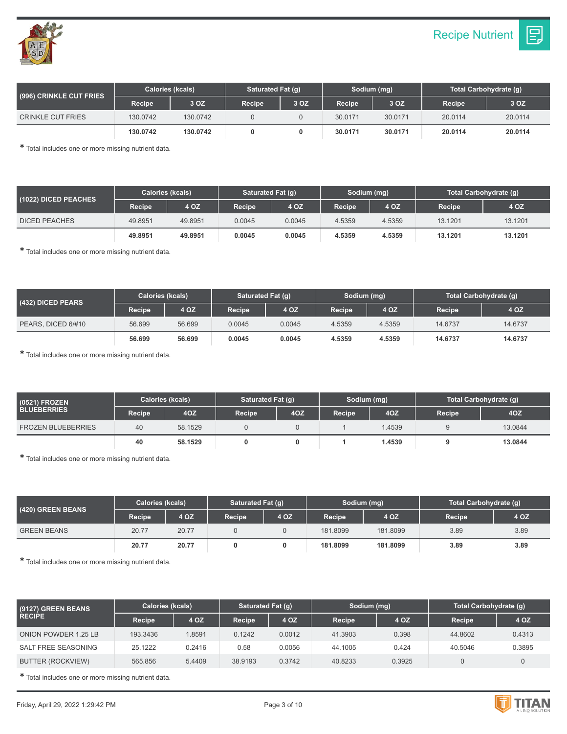## Recipe Nutrient

| (996) CRINKLE CUT FRIES | Calories (kcals) | | Saturated Fat (g) | | Sodium (mg) | | Total Carbohydrate (g) | |
|---|---|---|---|---|---|---|---|---|
| | Recipe | 3 OZ | Recipe | 3 OZ | Recipe | 3 OZ | Recipe | 3 OZ |
| CRINKLE CUT FRIES | 130.0742 | 130.0742 | 0 | 0 | 30.0171 | 30.0171 | 20.0114 | 20.0114 |
| | **130.0742** | **130.0742** | **0** | **0** | **30.0171** | **30.0171** | **20.0114** | **20.0114** |

* Total includes one or more missing nutrient data.

| (1022) DICED PEACHES | Calories (kcals) | | Saturated Fat (g) | | Sodium (mg) | | Total Carbohydrate (g) | |
|---|---|---|---|---|---|---|---|---|
| | Recipe | 4 OZ | Recipe | 4 OZ | Recipe | 4 OZ | Recipe | 4 OZ |
| DICED PEACHES | 49.8951 | 49.8951 | 0.0045 | 0.0045 | 4.5359 | 4.5359 | 13.1201 | 13.1201 |
| | **49.8951** | **49.8951** | **0.0045** | **0.0045** | **4.5359** | **4.5359** | **13.1201** | **13.1201** |

* Total includes one or more missing nutrient data.

| (432) DICED PEARS | Calories (kcals) | | Saturated Fat (g) | | Sodium (mg) | | Total Carbohydrate (g) | |
|---|---|---|---|---|---|---|---|---|
| | Recipe | 4 OZ | Recipe | 4 OZ | Recipe | 4 OZ | Recipe | 4 OZ |
| PEARS, DICED 6/#10 | 56.699 | 56.699 | 0.0045 | 0.0045 | 4.5359 | 4.5359 | 14.6737 | 14.6737 |
| | **56.699** | **56.699** | **0.0045** | **0.0045** | **4.5359** | **4.5359** | **14.6737** | **14.6737** |

* Total includes one or more missing nutrient data.

| (0521) FROZEN BLUEBERRIES | Calories (kcals) | | Saturated Fat (g) | | Sodium (mg) | | Total Carbohydrate (g) | |
|---|---|---|---|---|---|---|---|---|
| | Recipe | 4OZ | Recipe | 4OZ | Recipe | 4OZ | Recipe | 4OZ |
| FROZEN BLUEBERRIES | 40 | 58.1529 | 0 | 0 | 1 | 1.4539 | 9 | 13.0844 |
| | **40** | **58.1529** | **0** | **0** | **1** | **1.4539** | **9** | **13.0844** |

* Total includes one or more missing nutrient data.

| (420) GREEN BEANS | Calories (kcals) | | Saturated Fat (g) | | Sodium (mg) | | Total Carbohydrate (g) | |
|---|---|---|---|---|---|---|---|---|
| | Recipe | 4 OZ | Recipe | 4 OZ | Recipe | 4 OZ | Recipe | 4 OZ |
| GREEN BEANS | 20.77 | 20.77 | 0 | 0 | 181.8099 | 181.8099 | 3.89 | 3.89 |
| | **20.77** | **20.77** | **0** | **0** | **181.8099** | **181.8099** | **3.89** | **3.89** |

* Total includes one or more missing nutrient data.

| (9127) GREEN BEANS RECIPE | Calories (kcals) | | Saturated Fat (g) | | Sodium (mg) | | Total Carbohydrate (g) | |
|---|---|---|---|---|---|---|---|---|
| | Recipe | 4 OZ | Recipe | 4 OZ | Recipe | 4 OZ | Recipe | 4 OZ |
| ONION POWDER 1.25 LB | 193.3436 | 1.8591 | 0.1242 | 0.0012 | 41.3903 | 0.398 | 44.8602 | 0.4313 |
| SALT FREE SEASONING | 25.1222 | 0.2416 | 0.58 | 0.0056 | 44.1005 | 0.424 | 40.5046 | 0.3895 |
| BUTTER (ROCKVIEW) | 565.856 | 5.4409 | 38.9193 | 0.3742 | 40.8233 | 0.3925 | 0 | 0 |

* Total includes one or more missing nutrient data.

Friday, April 29, 2022 1:29:42 PM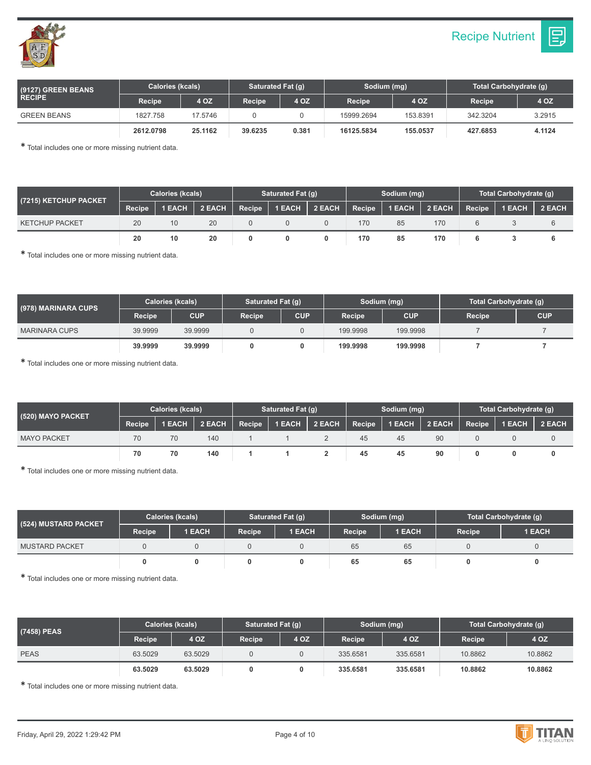# Recipe Nutrient

| (9127) GREEN BEANS RECIPE | Calories (kcals) | | Saturated Fat (g) | | Sodium (mg) | | Total Carbohydrate (g) | |
|---|---|---|---|---|---|---|---|---|
| | Recipe | 4 OZ | Recipe | 4 OZ | Recipe | 4 OZ | Recipe | 4 OZ |
| GREEN BEANS | 1827.758 | 17.5746 | 0 | 0 | 15999.2694 | 153.8391 | 342.3204 | 3.2915 |
| | **2612.0798** | **25.1162** | **39.6235** | **0.381** | **16125.5834** | **155.0537** | **427.6853** | **4.1124** |

* Total includes one or more missing nutrient data.

| (7215) KETCHUP PACKET | Calories (kcals) | | | Saturated Fat (g) | | | Sodium (mg) | | | Total Carbohydrate (g) | | |
|---|---|---|---|---|---|---|---|---|---|---|---|---|
| | Recipe | 1 EACH | 2 EACH | Recipe | 1 EACH | 2 EACH | Recipe | 1 EACH | 2 EACH | Recipe | 1 EACH | 2 EACH |
| KETCHUP PACKET | 20 | 10 | 20 | 0 | 0 | 0 | 170 | 85 | 170 | 6 | 3 | 6 |
| | **20** | **10** | **20** | **0** | **0** | **0** | **170** | **85** | **170** | **6** | **3** | **6** |

* Total includes one or more missing nutrient data.

| (978) MARINARA CUPS | Calories (kcals) | | Saturated Fat (g) | | Sodium (mg) | | Total Carbohydrate (g) | |
|---|---|---|---|---|---|---|---|---|
| | Recipe | CUP | Recipe | CUP | Recipe | CUP | Recipe | CUP |
| MARINARA CUPS | 39.9999 | 39.9999 | 0 | 0 | 199.9998 | 199.9998 | 7 | 7 |
| | **39.9999** | **39.9999** | **0** | **0** | **199.9998** | **199.9998** | **7** | **7** |

* Total includes one or more missing nutrient data.

| (520) MAYO PACKET | Calories (kcals) | | | Saturated Fat (g) | | | Sodium (mg) | | | Total Carbohydrate (g) | | |
|---|---|---|---|---|---|---|---|---|---|---|---|---|
| | Recipe | 1 EACH | 2 EACH | Recipe | 1 EACH | 2 EACH | Recipe | 1 EACH | 2 EACH | Recipe | 1 EACH | 2 EACH |
| MAYO PACKET | 70 | 70 | 140 | 1 | 1 | 2 | 45 | 45 | 90 | 0 | 0 | 0 |
| | **70** | **70** | **140** | **1** | **1** | **2** | **45** | **45** | **90** | **0** | **0** | **0** |

* Total includes one or more missing nutrient data.

| (524) MUSTARD PACKET | Calories (kcals) | | Saturated Fat (g) | | Sodium (mg) | | Total Carbohydrate (g) | |
|---|---|---|---|---|---|---|---|---|
| | Recipe | 1 EACH | Recipe | 1 EACH | Recipe | 1 EACH | Recipe | 1 EACH |
| MUSTARD PACKET | 0 | 0 | 0 | 0 | 65 | 65 | 0 | 0 |
| | **0** | **0** | **0** | **0** | **65** | **65** | **0** | **0** |

* Total includes one or more missing nutrient data.

| (7458) PEAS | Calories (kcals) | | Saturated Fat (g) | | Sodium (mg) | | Total Carbohydrate (g) | |
|---|---|---|---|---|---|---|---|---|
| | Recipe | 4 OZ | Recipe | 4 OZ | Recipe | 4 OZ | Recipe | 4 OZ |
| PEAS | 63.5029 | 63.5029 | 0 | 0 | 335.6581 | 335.6581 | 10.8862 | 10.8862 |
| | **63.5029** | **63.5029** | **0** | **0** | **335.6581** | **335.6581** | **10.8862** | **10.8862** |

* Total includes one or more missing nutrient data.

Friday, April 29, 2022 1:29:42 PM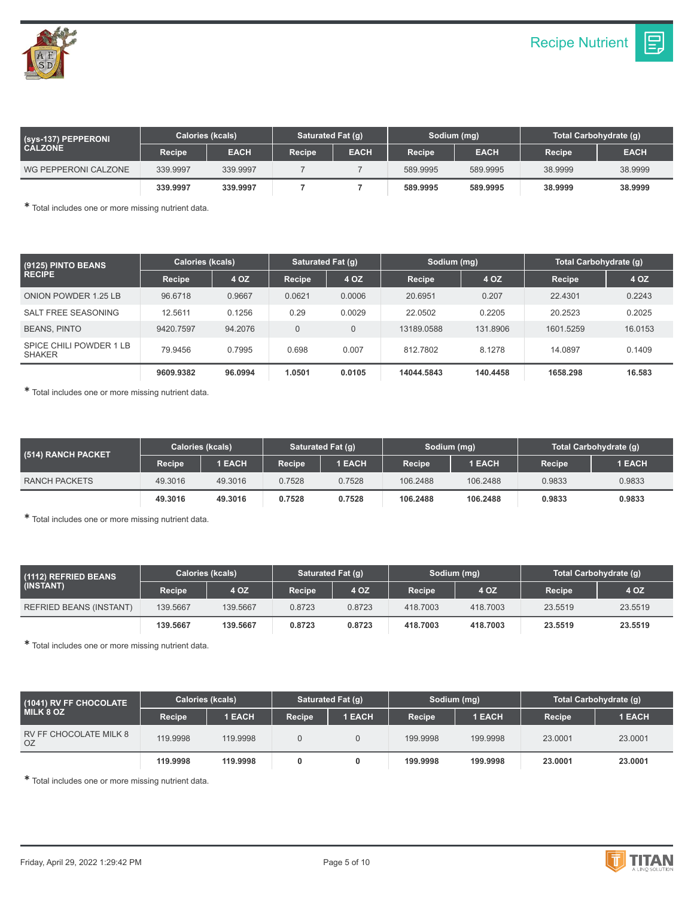| (sys-137) PEPPERONI CALZONE | Calories (kcals) | | Saturated Fat (g) | | Sodium (mg) | | Total Carbohydrate (g) | |
|---|---|---|---|---|---|---|---|---|
| | Recipe | EACH | Recipe | EACH | Recipe | EACH | Recipe | EACH |
| WG PEPPERONI CALZONE | 339.9997 | 339.9997 | 7 | 7 | 589.9995 | 589.9995 | 38.9999 | 38.9999 |
| | **339.9997** | **339.9997** | **7** | **7** | **589.9995** | **589.9995** | **38.9999** | **38.9999** |

* Total includes one or more missing nutrient data.

| (9125) PINTO BEANS RECIPE | Calories (kcals) | | Saturated Fat (g) | | Sodium (mg) | | Total Carbohydrate (g) | |
|---|---|---|---|---|---|---|---|---|
| | Recipe | 4 OZ | Recipe | 4 OZ | Recipe | 4 OZ | Recipe | 4 OZ |
| ONION POWDER 1.25 LB | 96.6718 | 0.9667 | 0.0621 | 0.0006 | 20.6951 | 0.207 | 22.4301 | 0.2243 |
| SALT FREE SEASONING | 12.5611 | 0.1256 | 0.29 | 0.0029 | 22.0502 | 0.2205 | 20.2523 | 0.2025 |
| BEANS, PINTO | 9420.7597 | 94.2076 | 0 | 0 | 13189.0588 | 131.8906 | 1601.5259 | 16.0153 |
| SPICE CHILI POWDER 1 LB SHAKER | 79.9456 | 0.7995 | 0.698 | 0.007 | 812.7802 | 8.1278 | 14.0897 | 0.1409 |
| | **9609.9382** | **96.0994** | **1.0501** | **0.0105** | **14044.5843** | **140.4458** | **1658.298** | **16.583** |

* Total includes one or more missing nutrient data.

| (514) RANCH PACKET | Calories (kcals) | | Saturated Fat (g) | | Sodium (mg) | | Total Carbohydrate (g) | |
|---|---|---|---|---|---|---|---|---|
| | Recipe | 1 EACH | Recipe | 1 EACH | Recipe | 1 EACH | Recipe | 1 EACH |
| RANCH PACKETS | 49.3016 | 49.3016 | 0.7528 | 0.7528 | 106.2488 | 106.2488 | 0.9833 | 0.9833 |
| | **49.3016** | **49.3016** | **0.7528** | **0.7528** | **106.2488** | **106.2488** | **0.9833** | **0.9833** |

* Total includes one or more missing nutrient data.

| (1112) REFRIED BEANS (INSTANT) | Calories (kcals) | | Saturated Fat (g) | | Sodium (mg) | | Total Carbohydrate (g) | |
|---|---|---|---|---|---|---|---|---|
| | Recipe | 4 OZ | Recipe | 4 OZ | Recipe | 4 OZ | Recipe | 4 OZ |
| REFRIED BEANS (INSTANT) | 139.5667 | 139.5667 | 0.8723 | 0.8723 | 418.7003 | 418.7003 | 23.5519 | 23.5519 |
| | **139.5667** | **139.5667** | **0.8723** | **0.8723** | **418.7003** | **418.7003** | **23.5519** | **23.5519** |

* Total includes one or more missing nutrient data.

| (1041) RV FF CHOCOLATE MILK 8 OZ | Calories (kcals) | | Saturated Fat (g) | | Sodium (mg) | | Total Carbohydrate (g) | |
|---|---|---|---|---|---|---|---|---|
| | Recipe | 1 EACH | Recipe | 1 EACH | Recipe | 1 EACH | Recipe | 1 EACH |
| RV FF CHOCOLATE MILK 8 OZ | 119.9998 | 119.9998 | 0 | 0 | 199.9998 | 199.9998 | 23.0001 | 23.0001 |
| | **119.9998** | **119.9998** | **0** | **0** | **199.9998** | **199.9998** | **23.0001** | **23.0001** |

* Total includes one or more missing nutrient data.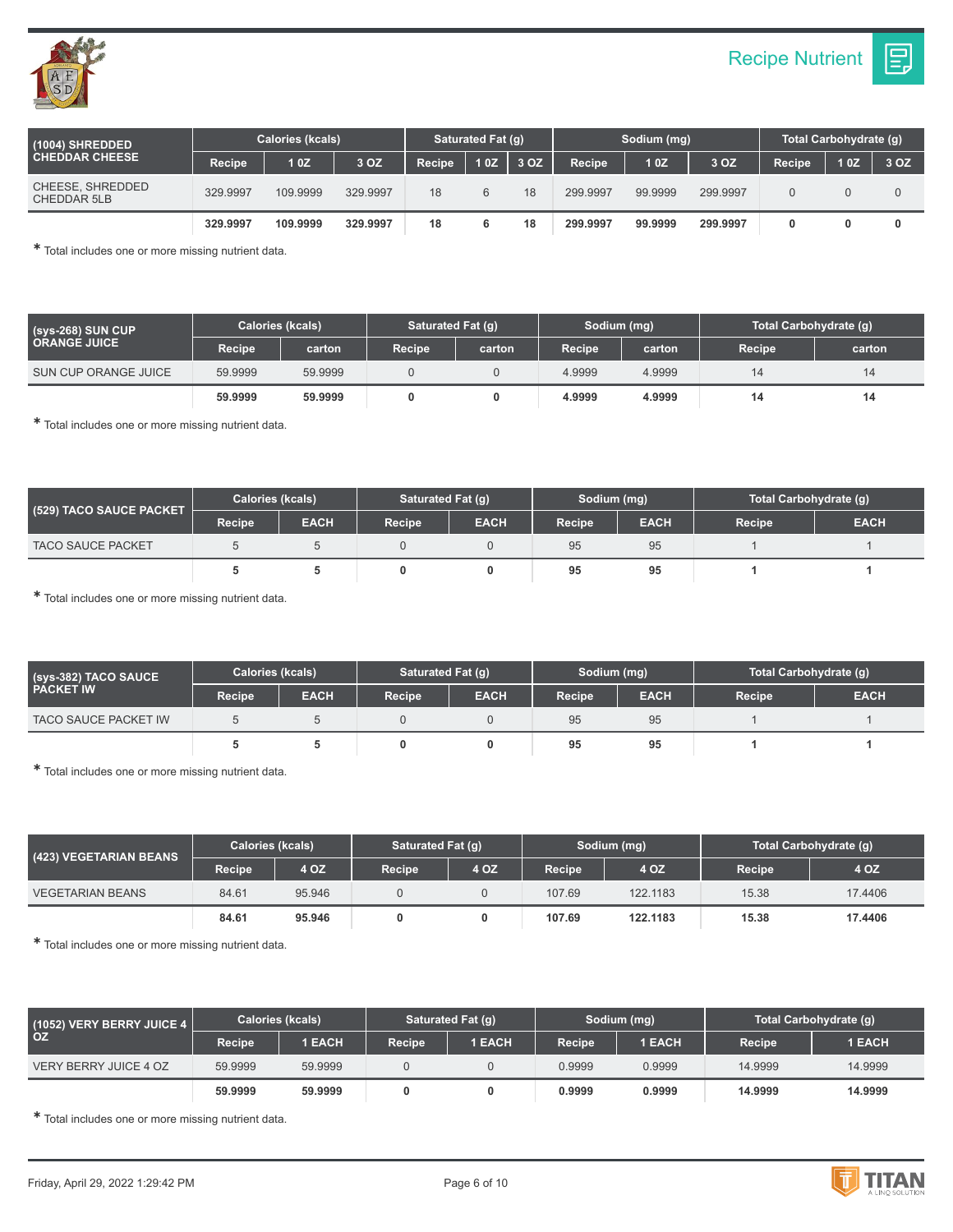## Recipe Nutrient

| (1004) SHREDDED CHEDDAR CHEESE | Calories (kcals) | | | Saturated Fat (g) | | | Sodium (mg) | | | Total Carbohydrate (g) | | |
|---|---|---|---|---|---|---|---|---|---|---|---|---|
| | Recipe | 1 0Z | 3 OZ | Recipe | 1 0Z | 3 OZ | Recipe | 1 0Z | 3 OZ | Recipe | 1 0Z | 3 OZ |
| CHEESE, SHREDDED CHEDDAR 5LB | 329.9997 | 109.9999 | 329.9997 | 18 | 6 | 18 | 299.9997 | 99.9999 | 299.9997 | 0 | 0 | 0 |
| | **329.9997** | **109.9999** | **329.9997** | **18** | **6** | **18** | **299.9997** | **99.9999** | **299.9997** | **0** | **0** | **0** |

* Total includes one or more missing nutrient data.

| (sys-268) SUN CUP ORANGE JUICE | Calories (kcals) | | Saturated Fat (g) | | Sodium (mg) | | Total Carbohydrate (g) | |
|---|---|---|---|---|---|---|---|---|
| | Recipe | carton | Recipe | carton | Recipe | carton | Recipe | carton |
| SUN CUP ORANGE JUICE | 59.9999 | 59.9999 | 0 | 0 | 4.9999 | 4.9999 | 14 | 14 |
| | **59.9999** | **59.9999** | **0** | **0** | **4.9999** | **4.9999** | **14** | **14** |

* Total includes one or more missing nutrient data.

| (529) TACO SAUCE PACKET | Calories (kcals) | | Saturated Fat (g) | | Sodium (mg) | | Total Carbohydrate (g) | |
|---|---|---|---|---|---|---|---|---|
| | Recipe | EACH | Recipe | EACH | Recipe | EACH | Recipe | EACH |
| TACO SAUCE PACKET | 5 | 5 | 0 | 0 | 95 | 95 | 1 | 1 |
| | **5** | **5** | **0** | **0** | **95** | **95** | **1** | **1** |

* Total includes one or more missing nutrient data.

| (sys-382) TACO SAUCE PACKET IW | Calories (kcals) | | Saturated Fat (g) | | Sodium (mg) | | Total Carbohydrate (g) | |
|---|---|---|---|---|---|---|---|---|
| | Recipe | EACH | Recipe | EACH | Recipe | EACH | Recipe | EACH |
| TACO SAUCE PACKET IW | 5 | 5 | 0 | 0 | 95 | 95 | 1 | 1 |
| | **5** | **5** | **0** | **0** | **95** | **95** | **1** | **1** |

* Total includes one or more missing nutrient data.

| (423) VEGETARIAN BEANS | Calories (kcals) | | Saturated Fat (g) | | Sodium (mg) | | Total Carbohydrate (g) | |
|---|---|---|---|---|---|---|---|---|
| | Recipe | 4 OZ | Recipe | 4 OZ | Recipe | 4 OZ | Recipe | 4 OZ |
| VEGETARIAN BEANS | 84.61 | 95.946 | 0 | 0 | 107.69 | 122.1183 | 15.38 | 17.4406 |
| | **84.61** | **95.946** | **0** | **0** | **107.69** | **122.1183** | **15.38** | **17.4406** |

* Total includes one or more missing nutrient data.

| (1052) VERY BERRY JUICE 4 OZ | Calories (kcals) | | Saturated Fat (g) | | Sodium (mg) | | Total Carbohydrate (g) | |
|---|---|---|---|---|---|---|---|---|
| | Recipe | 1 EACH | Recipe | 1 EACH | Recipe | 1 EACH | Recipe | 1 EACH |
| VERY BERRY JUICE 4 OZ | 59.9999 | 59.9999 | 0 | 0 | 0.9999 | 0.9999 | 14.9999 | 14.9999 |
| | **59.9999** | **59.9999** | **0** | **0** | **0.9999** | **0.9999** | **14.9999** | **14.9999** |

* Total includes one or more missing nutrient data.

Friday, April 29, 2022 1:29:42 PM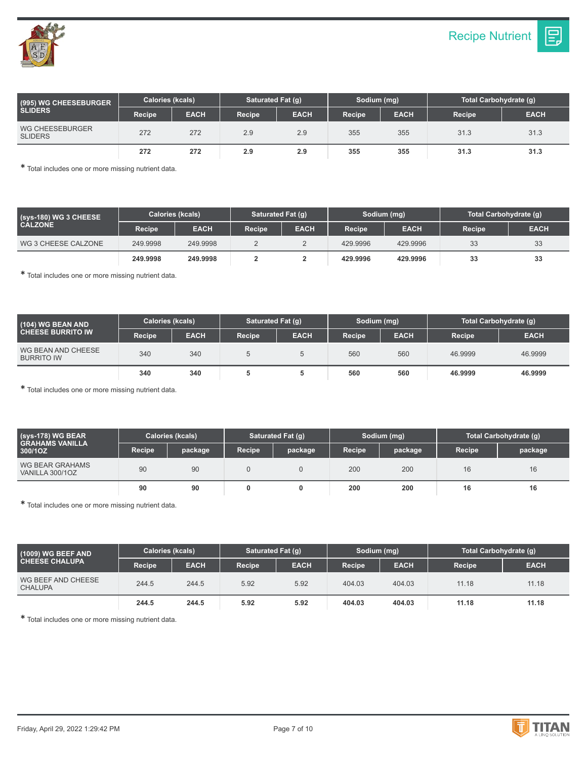# Recipe Nutrient

| (995) WG CHEESEBURGER SLIDERS | Calories (kcals) | | Saturated Fat (g) | | Sodium (mg) | | Total Carbohydrate (g) | |
|---|---|---|---|---|---|---|---|---|
| | Recipe | EACH | Recipe | EACH | Recipe | EACH | Recipe | EACH |
| WG CHEESEBURGER SLIDERS | 272 | 272 | 2.9 | 2.9 | 355 | 355 | 31.3 | 31.3 |
| | **272** | **272** | **2.9** | **2.9** | **355** | **355** | **31.3** | **31.3** |

* Total includes one or more missing nutrient data.

| (sys-180) WG 3 CHEESE CALZONE | Calories (kcals) | | Saturated Fat (g) | | Sodium (mg) | | Total Carbohydrate (g) | |
|---|---|---|---|---|---|---|---|---|
| | Recipe | EACH | Recipe | EACH | Recipe | EACH | Recipe | EACH |
| WG 3 CHEESE CALZONE | 249.9998 | 249.9998 | 2 | 2 | 429.9996 | 429.9996 | 33 | 33 |
| | **249.9998** | **249.9998** | **2** | **2** | **429.9996** | **429.9996** | **33** | **33** |

* Total includes one or more missing nutrient data.

| (104) WG BEAN AND CHEESE BURRITO IW | Calories (kcals) | | Saturated Fat (g) | | Sodium (mg) | | Total Carbohydrate (g) | |
|---|---|---|---|---|---|---|---|---|
| | Recipe | EACH | Recipe | EACH | Recipe | EACH | Recipe | EACH |
| WG BEAN AND CHEESE BURRITO IW | 340 | 340 | 5 | 5 | 560 | 560 | 46.9999 | 46.9999 |
| | **340** | **340** | **5** | **5** | **560** | **560** | **46.9999** | **46.9999** |

* Total includes one or more missing nutrient data.

| (sys-178) WG BEAR GRAHAMS VANILLA 300/1OZ | Calories (kcals) | | Saturated Fat (g) | | Sodium (mg) | | Total Carbohydrate (g) | |
|---|---|---|---|---|---|---|---|---|
| | Recipe | package | Recipe | package | Recipe | package | Recipe | package |
| WG BEAR GRAHAMS VANILLA 300/1OZ | 90 | 90 | 0 | 0 | 200 | 200 | 16 | 16 |
| | **90** | **90** | **0** | **0** | **200** | **200** | **16** | **16** |

* Total includes one or more missing nutrient data.

| (1009) WG BEEF AND CHEESE CHALUPA | Calories (kcals) | | Saturated Fat (g) | | Sodium (mg) | | Total Carbohydrate (g) | |
|---|---|---|---|---|---|---|---|---|
| | Recipe | EACH | Recipe | EACH | Recipe | EACH | Recipe | EACH |
| WG BEEF AND CHEESE CHALUPA | 244.5 | 244.5 | 5.92 | 5.92 | 404.03 | 404.03 | 11.18 | 11.18 |
| | **244.5** | **244.5** | **5.92** | **5.92** | **404.03** | **404.03** | **11.18** | **11.18** |

* Total includes one or more missing nutrient data.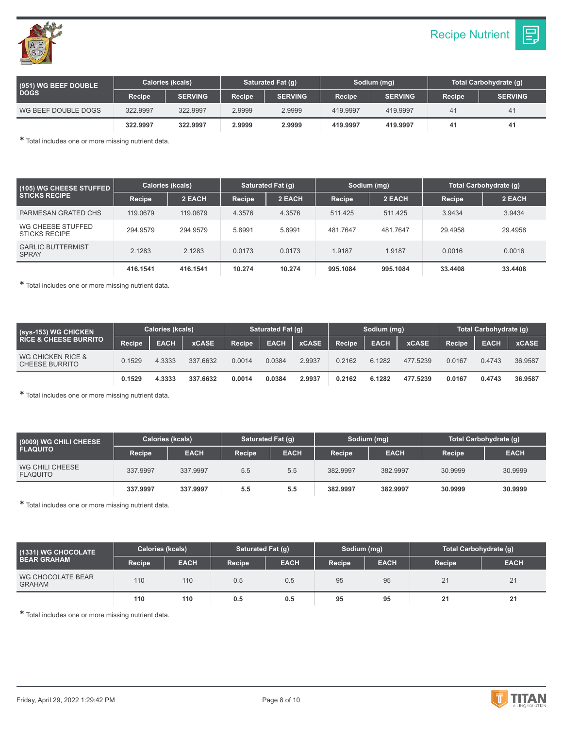## Recipe Nutrient

| (951) WG BEEF DOUBLE DOGS | Calories (kcals) | | Saturated Fat (g) | | Sodium (mg) | | Total Carbohydrate (g) | |
|---|---|---|---|---|---|---|---|---|
| | Recipe | SERVING | Recipe | SERVING | Recipe | SERVING | Recipe | SERVING |
| WG BEEF DOUBLE DOGS | 322.9997 | 322.9997 | 2.9999 | 2.9999 | 419.9997 | 419.9997 | 41 | 41 |
| | **322.9997** | **322.9997** | **2.9999** | **2.9999** | **419.9997** | **419.9997** | **41** | **41** |

* Total includes one or more missing nutrient data.

| (105) WG CHEESE STUFFED STICKS RECIPE | Calories (kcals) | | Saturated Fat (g) | | Sodium (mg) | | Total Carbohydrate (g) | |
|---|---|---|---|---|---|---|---|---|
| | Recipe | 2 EACH | Recipe | 2 EACH | Recipe | 2 EACH | Recipe | 2 EACH |
| PARMESAN GRATED CHS | 119.0679 | 119.0679 | 4.3576 | 4.3576 | 511.425 | 511.425 | 3.9434 | 3.9434 |
| WG CHEESE STUFFED STICKS RECIPE | 294.9579 | 294.9579 | 5.8991 | 5.8991 | 481.7647 | 481.7647 | 29.4958 | 29.4958 |
| GARLIC BUTTERMIST SPRAY | 2.1283 | 2.1283 | 0.0173 | 0.0173 | 1.9187 | 1.9187 | 0.0016 | 0.0016 |
| | **416.1541** | **416.1541** | **10.274** | **10.274** | **995.1084** | **995.1084** | **33.4408** | **33.4408** |

* Total includes one or more missing nutrient data.

| (sys-153) WG CHICKEN RICE & CHEESE BURRITO | Calories (kcals) | | | Saturated Fat (g) | | | Sodium (mg) | | | Total Carbohydrate (g) | | |
|---|---|---|---|---|---|---|---|---|---|---|---|---|
| | Recipe | EACH | xCASE | Recipe | EACH | xCASE | Recipe | EACH | xCASE | Recipe | EACH | xCASE |
| WG CHICKEN RICE & CHEESE BURRITO | 0.1529 | 4.3333 | 337.6632 | 0.0014 | 0.0384 | 2.9937 | 0.2162 | 6.1282 | 477.5239 | 0.0167 | 0.4743 | 36.9587 |
| | **0.1529** | **4.3333** | **337.6632** | **0.0014** | **0.0384** | **2.9937** | **0.2162** | **6.1282** | **477.5239** | **0.0167** | **0.4743** | **36.9587** |

* Total includes one or more missing nutrient data.

| (9009) WG CHILI CHEESE FLAQUITO | Calories (kcals) | | Saturated Fat (g) | | Sodium (mg) | | Total Carbohydrate (g) | |
|---|---|---|---|---|---|---|---|---|
| | Recipe | EACH | Recipe | EACH | Recipe | EACH | Recipe | EACH |
| WG CHILI CHEESE FLAQUITO | 337.9997 | 337.9997 | 5.5 | 5.5 | 382.9997 | 382.9997 | 30.9999 | 30.9999 |
| | **337.9997** | **337.9997** | **5.5** | **5.5** | **382.9997** | **382.9997** | **30.9999** | **30.9999** |

* Total includes one or more missing nutrient data.

| (1331) WG CHOCOLATE BEAR GRAHAM | Calories (kcals) | | Saturated Fat (g) | | Sodium (mg) | | Total Carbohydrate (g) | |
|---|---|---|---|---|---|---|---|---|
| | Recipe | EACH | Recipe | EACH | Recipe | EACH | Recipe | EACH |
| WG CHOCOLATE BEAR GRAHAM | 110 | 110 | 0.5 | 0.5 | 95 | 95 | 21 | 21 |
| | **110** | **110** | **0.5** | **0.5** | **95** | **95** | **21** | **21** |

* Total includes one or more missing nutrient data.

Friday, April 29, 2022 1:29:42 PM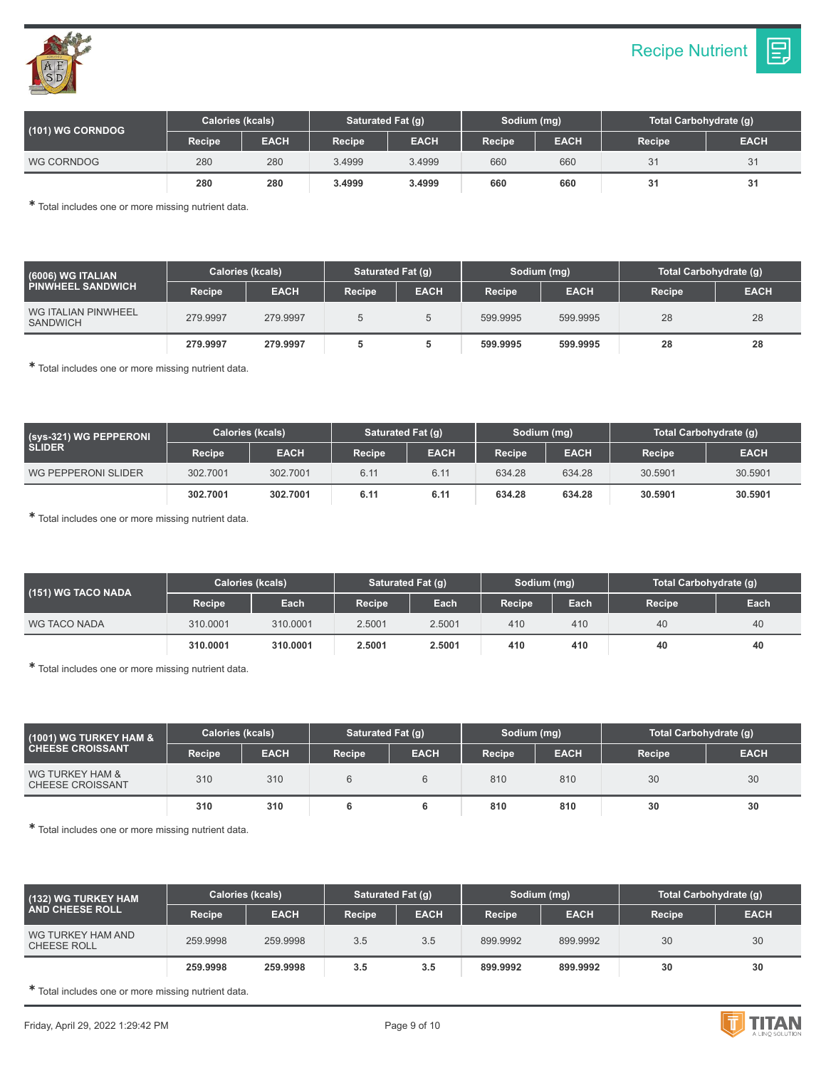## Recipe Nutrient

| (101) WG CORNDOG | Calories (kcals) | | Saturated Fat (g) | | Sodium (mg) | | Total Carbohydrate (g) | |
|---|---|---|---|---|---|---|---|---|
| | Recipe | EACH | Recipe | EACH | Recipe | EACH | Recipe | EACH |
| WG CORNDOG | 280 | 280 | 3.4999 | 3.4999 | 660 | 660 | 31 | 31 |
| | **280** | **280** | **3.4999** | **3.4999** | **660** | **660** | **31** | **31** |

* Total includes one or more missing nutrient data.

| (6006) WG ITALIAN PINWHEEL SANDWICH | Calories (kcals) | | Saturated Fat (g) | | Sodium (mg) | | Total Carbohydrate (g) | |
|---|---|---|---|---|---|---|---|---|
| | Recipe | EACH | Recipe | EACH | Recipe | EACH | Recipe | EACH |
| WG ITALIAN PINWHEEL SANDWICH | 279.9997 | 279.9997 | 5 | 5 | 599.9995 | 599.9995 | 28 | 28 |
| | **279.9997** | **279.9997** | **5** | **5** | **599.9995** | **599.9995** | **28** | **28** |

* Total includes one or more missing nutrient data.

| (sys-321) WG PEPPERONI SLIDER | Calories (kcals) | | Saturated Fat (g) | | Sodium (mg) | | Total Carbohydrate (g) | |
|---|---|---|---|---|---|---|---|---|
| | Recipe | EACH | Recipe | EACH | Recipe | EACH | Recipe | EACH |
| WG PEPPERONI SLIDER | 302.7001 | 302.7001 | 6.11 | 6.11 | 634.28 | 634.28 | 30.5901 | 30.5901 |
| | **302.7001** | **302.7001** | **6.11** | **6.11** | **634.28** | **634.28** | **30.5901** | **30.5901** |

* Total includes one or more missing nutrient data.

| (151) WG TACO NADA | Calories (kcals) | | Saturated Fat (g) | | Sodium (mg) | | Total Carbohydrate (g) | |
|---|---|---|---|---|---|---|---|---|
| | Recipe | Each | Recipe | Each | Recipe | Each | Recipe | Each |
| WG TACO NADA | 310.0001 | 310.0001 | 2.5001 | 2.5001 | 410 | 410 | 40 | 40 |
| | **310.0001** | **310.0001** | **2.5001** | **2.5001** | **410** | **410** | **40** | **40** |

* Total includes one or more missing nutrient data.

| (1001) WG TURKEY HAM & CHEESE CROISSANT | Calories (kcals) | | Saturated Fat (g) | | Sodium (mg) | | Total Carbohydrate (g) | |
|---|---|---|---|---|---|---|---|---|
| | Recipe | EACH | Recipe | EACH | Recipe | EACH | Recipe | EACH |
| WG TURKEY HAM & CHEESE CROISSANT | 310 | 310 | 6 | 6 | 810 | 810 | 30 | 30 |
| | **310** | **310** | **6** | **6** | **810** | **810** | **30** | **30** |

* Total includes one or more missing nutrient data.

| (132) WG TURKEY HAM AND CHEESE ROLL | Calories (kcals) | | Saturated Fat (g) | | Sodium (mg) | | Total Carbohydrate (g) | |
|---|---|---|---|---|---|---|---|---|
| | Recipe | EACH | Recipe | EACH | Recipe | EACH | Recipe | EACH |
| WG TURKEY HAM AND CHEESE ROLL | 259.9998 | 259.9998 | 3.5 | 3.5 | 899.9992 | 899.9992 | 30 | 30 |
| | **259.9998** | **259.9998** | **3.5** | **3.5** | **899.9992** | **899.9992** | **30** | **30** |

* Total includes one or more missing nutrient data.

Friday, April 29, 2022 1:29:42 PM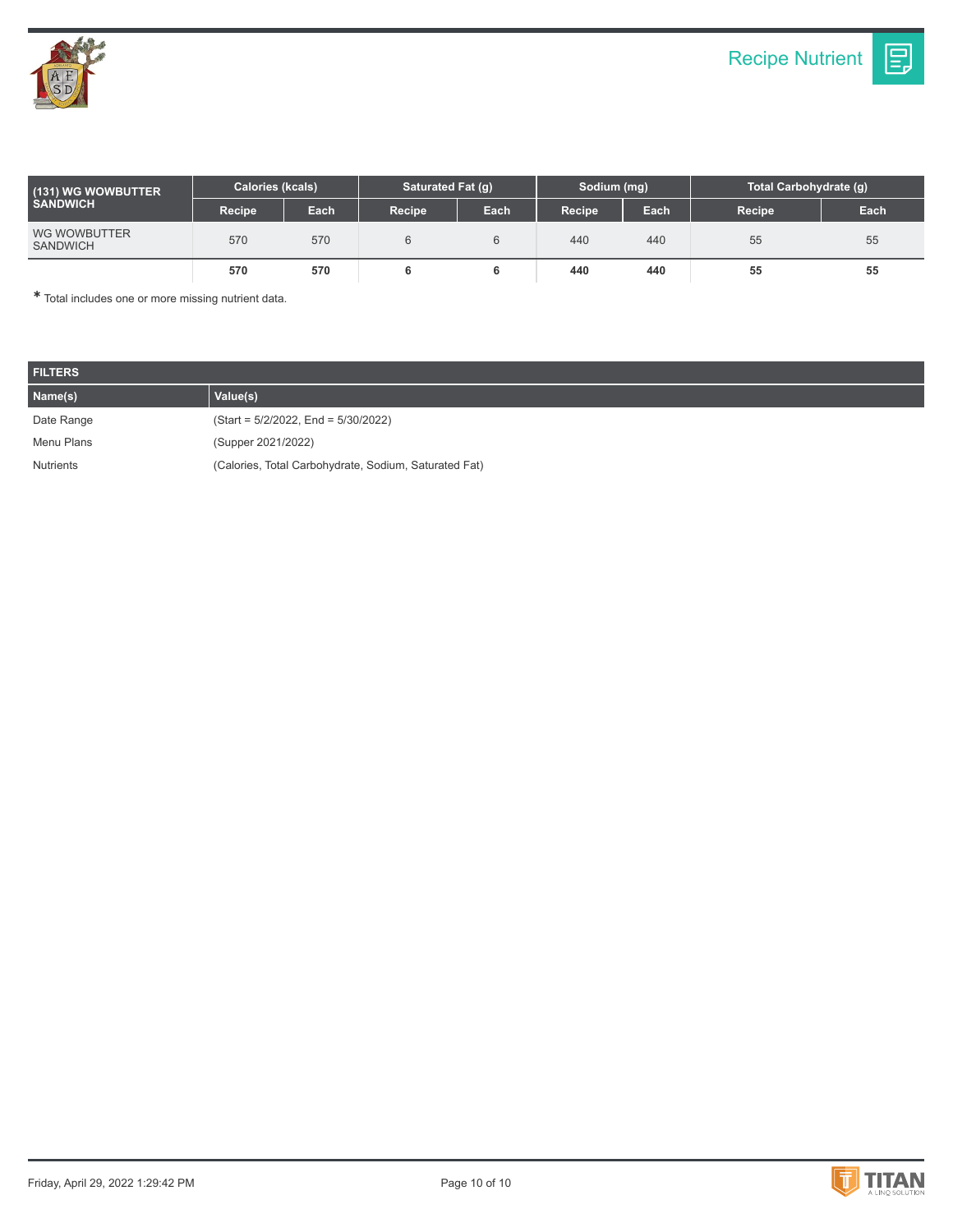## Recipe Nutrient

| (131) WG WOWBUTTER SANDWICH | Calories (kcals) | | Saturated Fat (g) | | Sodium (mg) | | Total Carbohydrate (g) | |
|---|---|---|---|---|---|---|---|---|
| | Recipe | Each | Recipe | Each | Recipe | Each | Recipe | Each |
| WG WOWBUTTER SANDWICH | 570 | 570 | 6 | 6 | 440 | 440 | 55 | 55 |
| | **570** | **570** | **6** | **6** | **440** | **440** | **55** | **55** |

* Total includes one or more missing nutrient data.

| FILTERS | |
|---|---|
| **Name(s)** | **Value(s)** |
| Date Range | (Start = 5/2/2022, End = 5/30/2022) |
| Menu Plans | (Supper 2021/2022) |
| Nutrients | (Calories, Total Carbohydrate, Sodium, Saturated Fat) |

Friday, April 29, 2022 1:29:42 PM